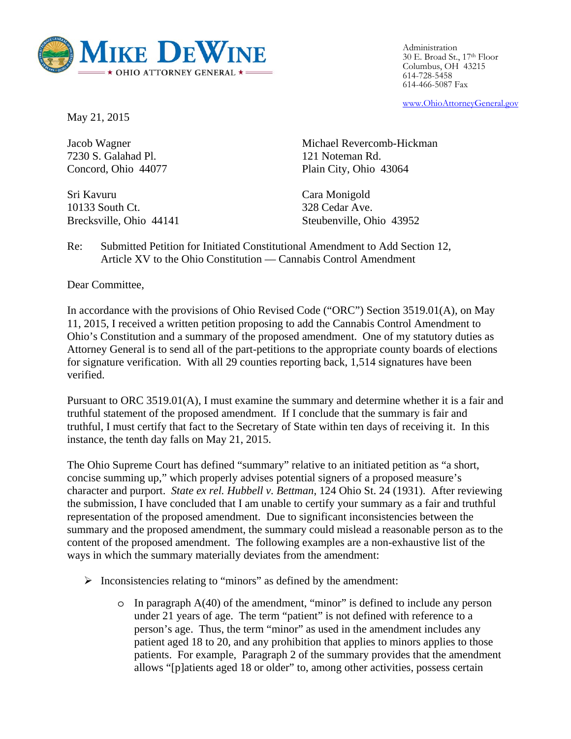**MIKE DEWINE**
★ OHIO ATTORNEY GENERAL ★

Administration
30 E. Broad St., 17th Floor
Columbus, OH 43215
614-728-5458
614-466-5087 Fax

www.OhioAttorneyGeneral.gov

May 21, 2015

Jacob Wagner
7230 S. Galahad Pl.
Concord, Ohio 44077

Michael Revercomb-Hickman
121 Noteman Rd.
Plain City, Ohio 43064

Sri Kavuru
10133 South Ct.
Brecksville, Ohio 44141

Cara Monigold
328 Cedar Ave.
Steubenville, Ohio 43952

Re: Submitted Petition for Initiated Constitutional Amendment to Add Section 12, Article XV to the Ohio Constitution — Cannabis Control Amendment

Dear Committee,

In accordance with the provisions of Ohio Revised Code ("ORC") Section 3519.01(A), on May 11, 2015, I received a written petition proposing to add the Cannabis Control Amendment to Ohio's Constitution and a summary of the proposed amendment. One of my statutory duties as Attorney General is to send all of the part-petitions to the appropriate county boards of elections for signature verification. With all 29 counties reporting back, 1,514 signatures have been verified.

Pursuant to ORC 3519.01(A), I must examine the summary and determine whether it is a fair and truthful statement of the proposed amendment. If I conclude that the summary is fair and truthful, I must certify that fact to the Secretary of State within ten days of receiving it. In this instance, the tenth day falls on May 21, 2015.

The Ohio Supreme Court has defined "summary" relative to an initiated petition as "a short, concise summing up," which properly advises potential signers of a proposed measure's character and purport. *State ex rel. Hubbell v. Bettman*, 124 Ohio St. 24 (1931). After reviewing the submission, I have concluded that I am unable to certify your summary as a fair and truthful representation of the proposed amendment. Due to significant inconsistencies between the summary and the proposed amendment, the summary could mislead a reasonable person as to the content of the proposed amendment. The following examples are a non-exhaustive list of the ways in which the summary materially deviates from the amendment:

- Inconsistencies relating to "minors" as defined by the amendment:
  - In paragraph A(40) of the amendment, "minor" is defined to include any person under 21 years of age. The term "patient" is not defined with reference to a person's age. Thus, the term "minor" as used in the amendment includes any patient aged 18 to 20, and any prohibition that applies to minors applies to those patients. For example, Paragraph 2 of the summary provides that the amendment allows "[p]atients aged 18 or older" to, among other activities, possess certain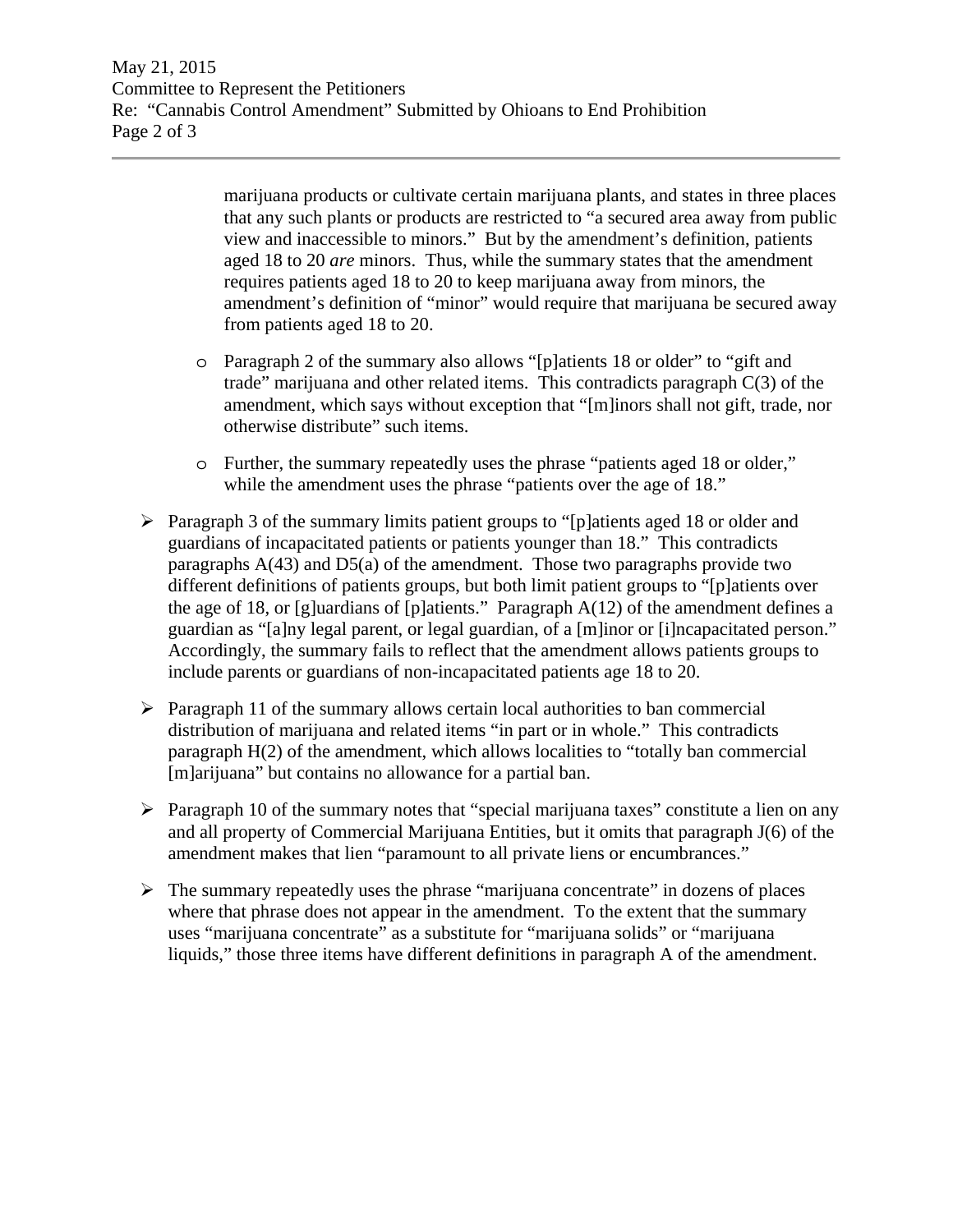marijuana products or cultivate certain marijuana plants, and states in three places that any such plants or products are restricted to "a secured area away from public view and inaccessible to minors." But by the amendment's definition, patients aged 18 to 20 *are* minors. Thus, while the summary states that the amendment requires patients aged 18 to 20 to keep marijuana away from minors, the amendment's definition of "minor" would require that marijuana be secured away from patients aged 18 to 20.

  - Paragraph 2 of the summary also allows "[p]atients 18 or older" to "gift and trade" marijuana and other related items. This contradicts paragraph C(3) of the amendment, which says without exception that "[m]inors shall not gift, trade, nor otherwise distribute" such items.

  - Further, the summary repeatedly uses the phrase "patients aged 18 or older," while the amendment uses the phrase "patients over the age of 18."

- Paragraph 3 of the summary limits patient groups to "[p]atients aged 18 or older and guardians of incapacitated patients or patients younger than 18." This contradicts paragraphs A(43) and D5(a) of the amendment. Those two paragraphs provide two different definitions of patients groups, but both limit patient groups to "[p]atients over the age of 18, or [g]uardians of [p]atients." Paragraph A(12) of the amendment defines a guardian as "[a]ny legal parent, or legal guardian, of a [m]inor or [i]ncapacitated person." Accordingly, the summary fails to reflect that the amendment allows patients groups to include parents or guardians of non-incapacitated patients age 18 to 20.

- Paragraph 11 of the summary allows certain local authorities to ban commercial distribution of marijuana and related items "in part or in whole." This contradicts paragraph H(2) of the amendment, which allows localities to "totally ban commercial [m]arijuana" but contains no allowance for a partial ban.

- Paragraph 10 of the summary notes that "special marijuana taxes" constitute a lien on any and all property of Commercial Marijuana Entities, but it omits that paragraph J(6) of the amendment makes that lien "paramount to all private liens or encumbrances."

- The summary repeatedly uses the phrase "marijuana concentrate" in dozens of places where that phrase does not appear in the amendment. To the extent that the summary uses "marijuana concentrate" as a substitute for "marijuana solids" or "marijuana liquids," those three items have different definitions in paragraph A of the amendment.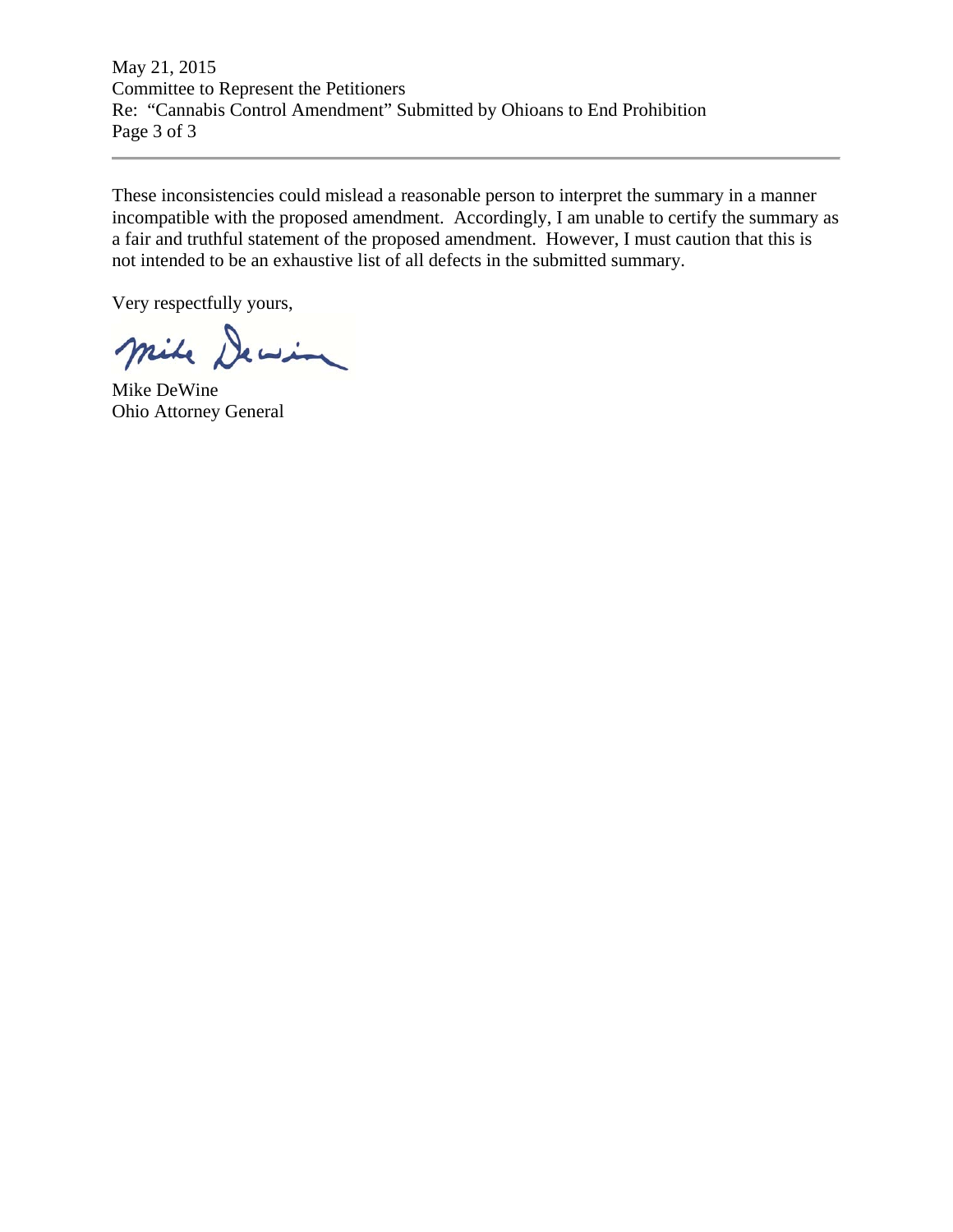These inconsistencies could mislead a reasonable person to interpret the summary in a manner incompatible with the proposed amendment. Accordingly, I am unable to certify the summary as a fair and truthful statement of the proposed amendment. However, I must caution that this is not intended to be an exhaustive list of all defects in the submitted summary.

Very respectfully yours,

Mike DeWine
Ohio Attorney General